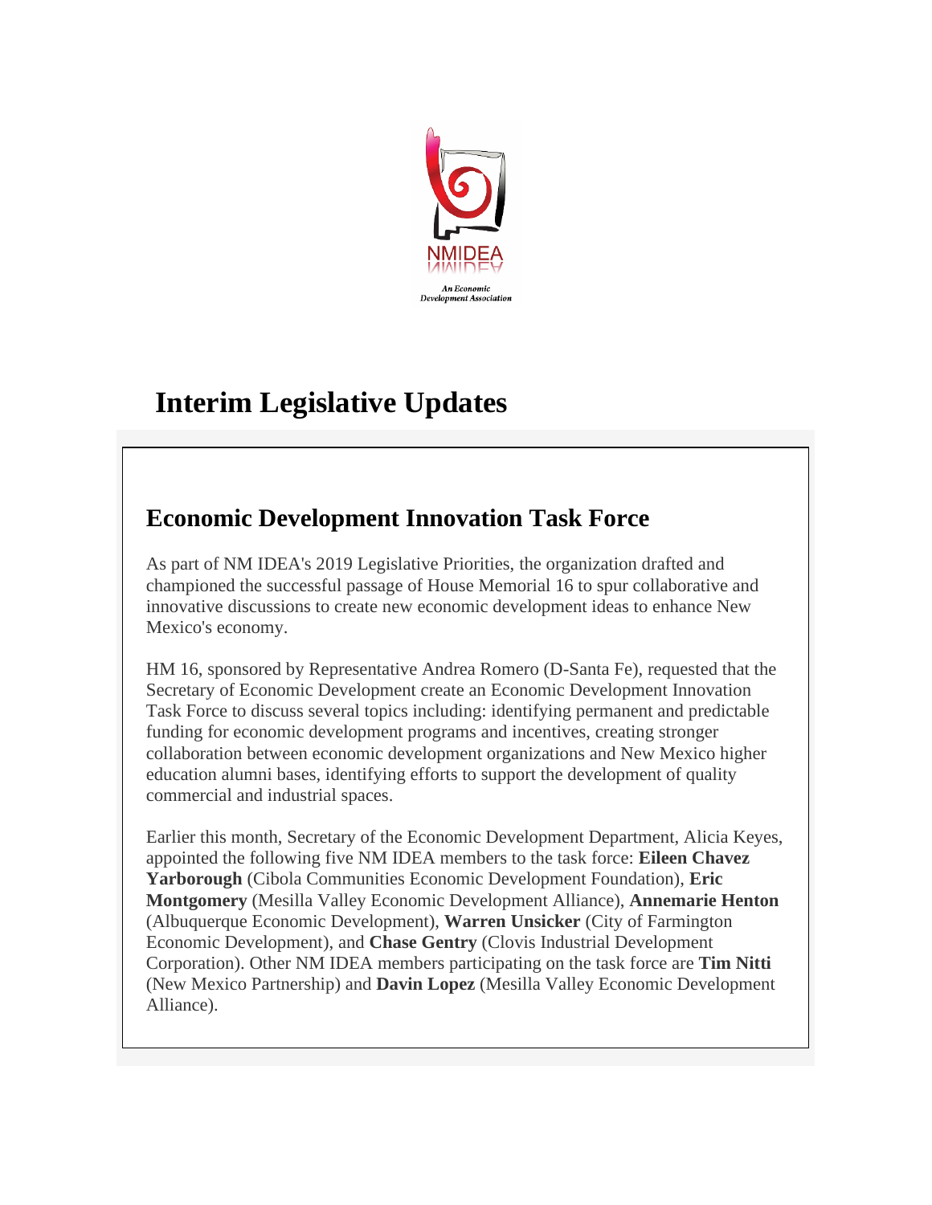# Interim Legislative Updates

## Economic Development Innovation Task Force

As part of NM IDEA's 2019 Legislative Priorities, the organization drafted and championed the successful passage of House Memorial 16 to spur collaborative and innovative discussions to create new economic development ideas to enhance New Mexico's economy.

HM 16, sponsored by Representative Andrea Romero (D-Santa Fe), requested that the Secretary of Economic Development create an Economic Development Innovation Task Force to discuss several topics including: identifying permanent and predictable funding for economic development programs and incentives, creating stronger collaboration between economic development organizations and New Mexico higher education alumni bases, identifying efforts to support the development of quality commercial and industrial spaces.

Earlier this month, Secretary of the Economic Development Department, Alicia Keyes, appointed the following five NM IDEA members to the task force: **Eileen Chavez Yarborough** (Cibola Communities Economic Development Foundation), **Eric Montgomery** (Mesilla Valley Economic Development Alliance), **Annemarie Henton** (Albuquerque Economic Development), **Warren Unsicker** (City of Farmington Economic Development), and **Chase Gentry** (Clovis Industrial Development Corporation). Other NM IDEA members participating on the task force are **Tim Nitti** (New Mexico Partnership) and **Davin Lopez** (Mesilla Valley Economic Development Alliance).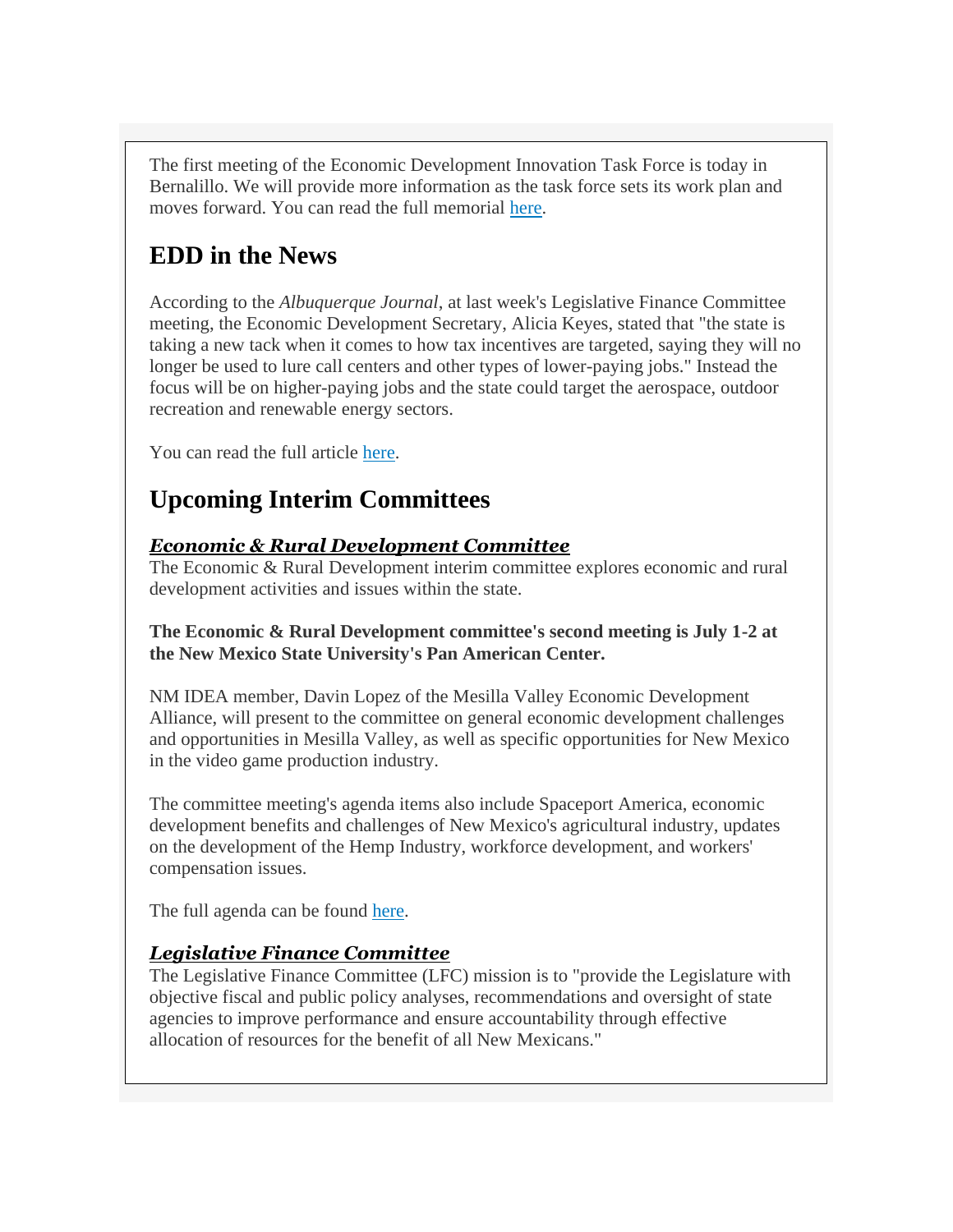The first meeting of the Economic Development Innovation Task Force is today in Bernalillo. We will provide more information as the task force sets its work plan and moves forward. You can read the full memorial [here](#).

## EDD in the News

According to the *Albuquerque Journal*, at last week's Legislative Finance Committee meeting, the Economic Development Secretary, Alicia Keyes, stated that "the state is taking a new tack when it comes to how tax incentives are targeted, saying they will no longer be used to lure call centers and other types of lower-paying jobs." Instead the focus will be on higher-paying jobs and the state could target the aerospace, outdoor recreation and renewable energy sectors.

You can read the full article [here](#).

## Upcoming Interim Committees

### ***Economic & Rural Development Committee***

The Economic & Rural Development interim committee explores economic and rural development activities and issues within the state.

**The Economic & Rural Development committee's second meeting is July 1-2 at the New Mexico State University's Pan American Center.**

NM IDEA member, Davin Lopez of the Mesilla Valley Economic Development Alliance, will present to the committee on general economic development challenges and opportunities in Mesilla Valley, as well as specific opportunities for New Mexico in the video game production industry.

The committee meeting's agenda items also include Spaceport America, economic development benefits and challenges of New Mexico's agricultural industry, updates on the development of the Hemp Industry, workforce development, and workers' compensation issues.

The full agenda can be found [here](#).

### ***Legislative Finance Committee***

The Legislative Finance Committee (LFC) mission is to "provide the Legislature with objective fiscal and public policy analyses, recommendations and oversight of state agencies to improve performance and ensure accountability through effective allocation of resources for the benefit of all New Mexicans."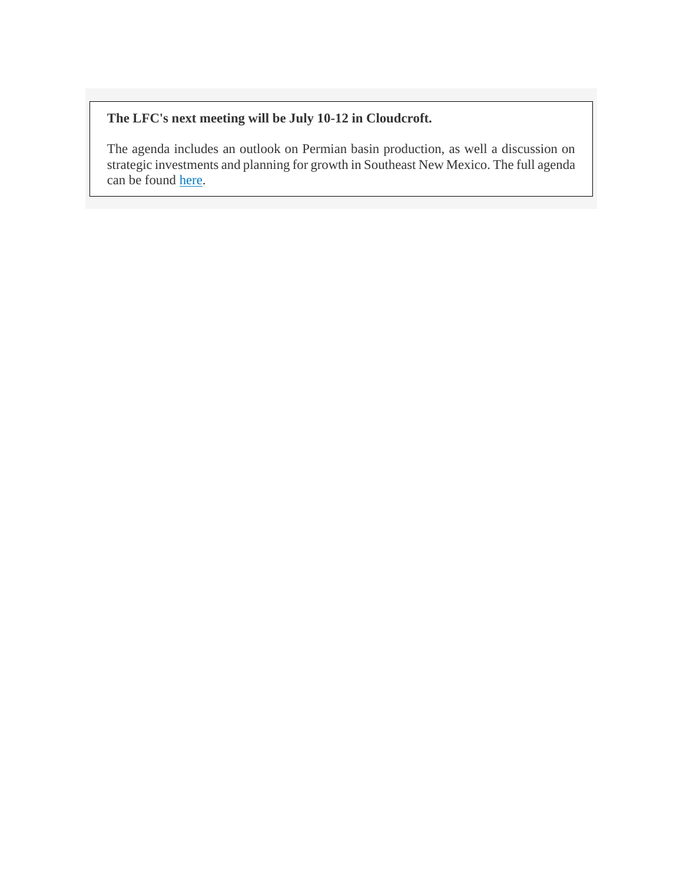**The LFC's next meeting will be July 10-12 in Cloudcroft.**

The agenda includes an outlook on Permian basin production, as well a discussion on strategic investments and planning for growth in Southeast New Mexico. The full agenda can be found here.